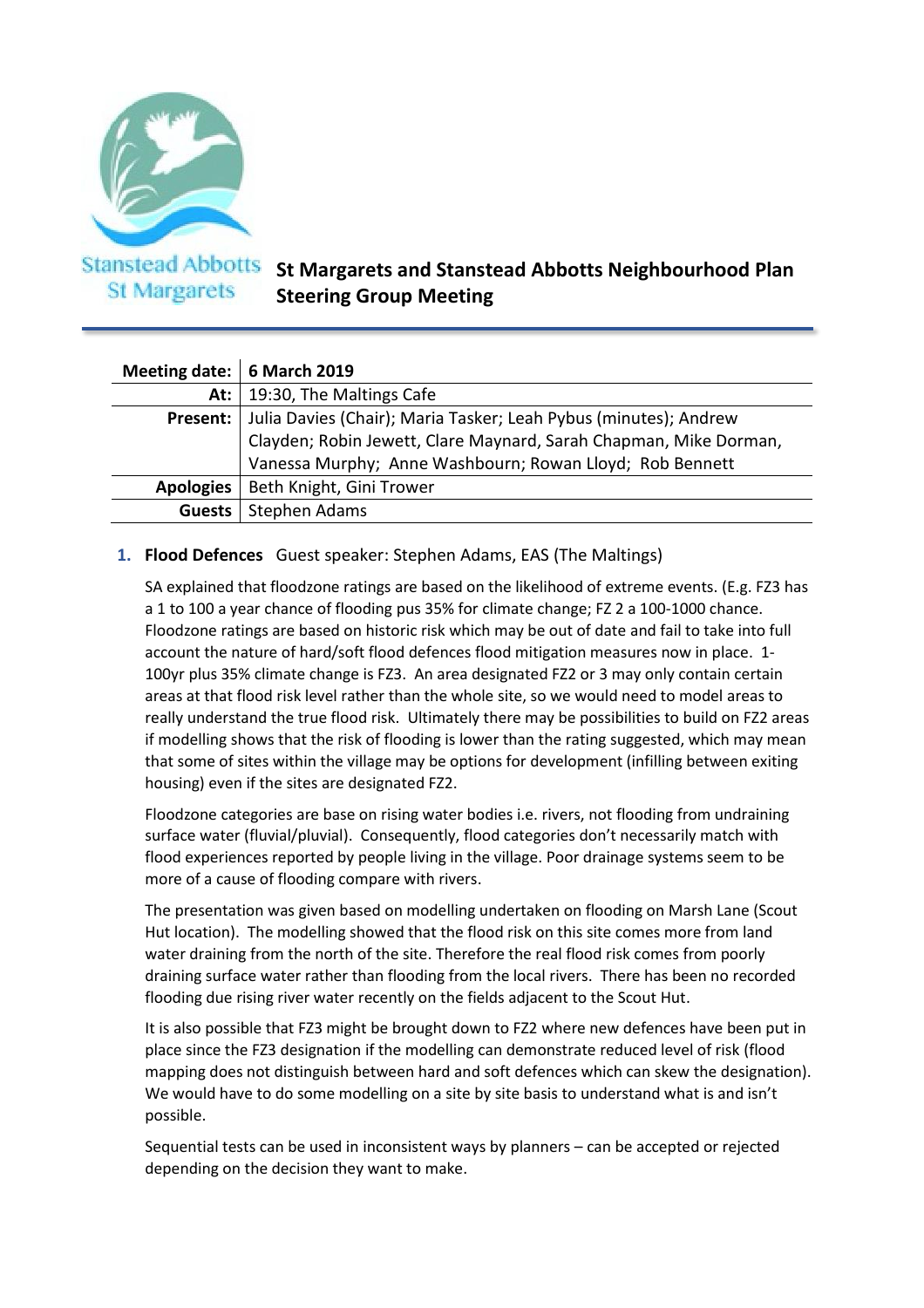Stanstead Abbotts
St Margarets

# St Margarets and Stanstead Abbotts Neighbourhood Plan Steering Group Meeting

| **Meeting date:** | **6 March 2019** |
|---|---|
| **At:** | 19:30, The Maltings Cafe |
| **Present:** | Julia Davies (Chair); Maria Tasker; Leah Pybus (minutes); Andrew Clayden; Robin Jewett, Clare Maynard, Sarah Chapman, Mike Dorman, Vanessa Murphy; Anne Washbourn; Rowan Lloyd; Rob Bennett |
| **Apologies** | Beth Knight, Gini Trower |
| **Guests** | Stephen Adams |

## 1. **Flood Defences** Guest speaker: Stephen Adams, EAS (The Maltings)

SA explained that floodzone ratings are based on the likelihood of extreme events. (E.g. FZ3 has a 1 to 100 a year chance of flooding pus 35% for climate change; FZ 2 a 100-1000 chance. Floodzone ratings are based on historic risk which may be out of date and fail to take into full account the nature of hard/soft flood defences flood mitigation measures now in place. 1-100yr plus 35% climate change is FZ3. An area designated FZ2 or 3 may only contain certain areas at that flood risk level rather than the whole site, so we would need to model areas to really understand the true flood risk. Ultimately there may be possibilities to build on FZ2 areas if modelling shows that the risk of flooding is lower than the rating suggested, which may mean that some of sites within the village may be options for development (infilling between exiting housing) even if the sites are designated FZ2.

Floodzone categories are base on rising water bodies i.e. rivers, not flooding from undraining surface water (fluvial/pluvial). Consequently, flood categories don't necessarily match with flood experiences reported by people living in the village. Poor drainage systems seem to be more of a cause of flooding compare with rivers.

The presentation was given based on modelling undertaken on flooding on Marsh Lane (Scout Hut location). The modelling showed that the flood risk on this site comes more from land water draining from the north of the site. Therefore the real flood risk comes from poorly draining surface water rather than flooding from the local rivers. There has been no recorded flooding due rising river water recently on the fields adjacent to the Scout Hut.

It is also possible that FZ3 might be brought down to FZ2 where new defences have been put in place since the FZ3 designation if the modelling can demonstrate reduced level of risk (flood mapping does not distinguish between hard and soft defences which can skew the designation). We would have to do some modelling on a site by site basis to understand what is and isn't possible.

Sequential tests can be used in inconsistent ways by planners – can be accepted or rejected depending on the decision they want to make.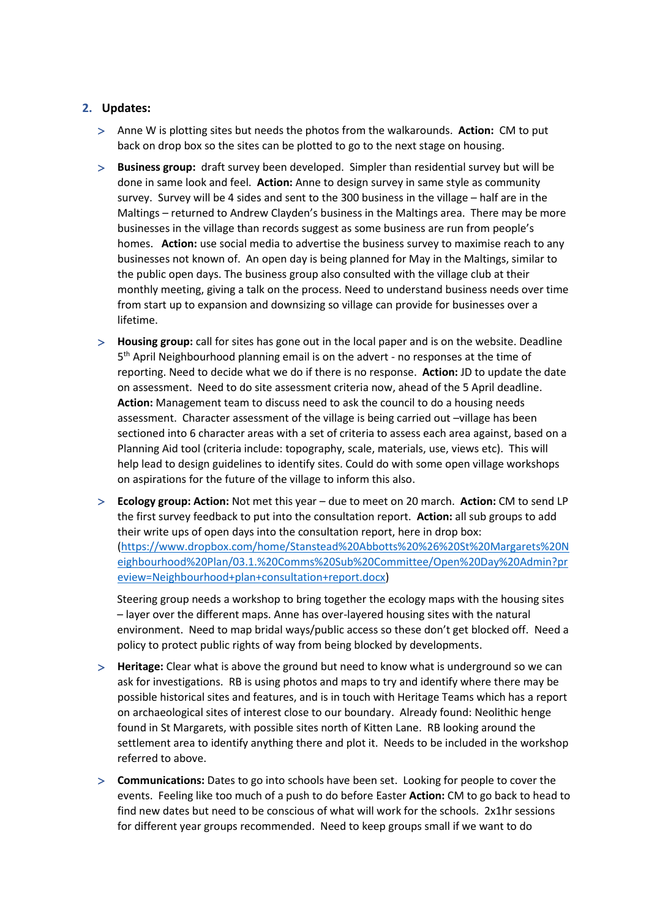## 2. Updates:

- Anne W is plotting sites but needs the photos from the walkarounds. **Action:** CM to put back on drop box so the sites can be plotted to go to the next stage on housing.

- **Business group:** draft survey been developed. Simpler than residential survey but will be done in same look and feel. **Action:** Anne to design survey in same style as community survey. Survey will be 4 sides and sent to the 300 business in the village – half are in the Maltings – returned to Andrew Clayden's business in the Maltings area. There may be more businesses in the village than records suggest as some business are run from people's homes. **Action:** use social media to advertise the business survey to maximise reach to any businesses not known of. An open day is being planned for May in the Maltings, similar to the public open days. The business group also consulted with the village club at their monthly meeting, giving a talk on the process. Need to understand business needs over time from start up to expansion and downsizing so village can provide for businesses over a lifetime.

- **Housing group:** call for sites has gone out in the local paper and is on the website. Deadline 5th April Neighbourhood planning email is on the advert - no responses at the time of reporting. Need to decide what we do if there is no response. **Action:** JD to update the date on assessment. Need to do site assessment criteria now, ahead of the 5 April deadline. **Action:** Management team to discuss need to ask the council to do a housing needs assessment. Character assessment of the village is being carried out –village has been sectioned into 6 character areas with a set of criteria to assess each area against, based on a Planning Aid tool (criteria include: topography, scale, materials, use, views etc). This will help lead to design guidelines to identify sites. Could do with some open village workshops on aspirations for the future of the village to inform this also.

- **Ecology group: Action:** Not met this year – due to meet on 20 march. **Action:** CM to send LP the first survey feedback to put into the consultation report. **Action:** all sub groups to add their write ups of open days into the consultation report, here in drop box: ([https://www.dropbox.com/home/Stanstead%20Abbotts%20%26%20St%20Margarets%20Neighbourhood%20Plan/03.1.%20Comms%20Sub%20Committee/Open%20Day%20Admin?preview=Neighbourhood+plan+consultation+report.docx](https://www.dropbox.com/home/Stanstead%20Abbotts%20%26%20St%20Margarets%20Neighbourhood%20Plan/03.1.%20Comms%20Sub%20Committee/Open%20Day%20Admin?preview=Neighbourhood+plan+consultation+report.docx))

  Steering group needs a workshop to bring together the ecology maps with the housing sites – layer over the different maps. Anne has over-layered housing sites with the natural environment. Need to map bridal ways/public access so these don't get blocked off. Need a policy to protect public rights of way from being blocked by developments.

- **Heritage:** Clear what is above the ground but need to know what is underground so we can ask for investigations. RB is using photos and maps to try and identify where there may be possible historical sites and features, and is in touch with Heritage Teams which has a report on archaeological sites of interest close to our boundary. Already found: Neolithic henge found in St Margarets, with possible sites north of Kitten Lane. RB looking around the settlement area to identify anything there and plot it. Needs to be included in the workshop referred to above.

- **Communications:** Dates to go into schools have been set. Looking for people to cover the events. Feeling like too much of a push to do before Easter **Action:** CM to go back to head to find new dates but need to be conscious of what will work for the schools. 2x1hr sessions for different year groups recommended. Need to keep groups small if we want to do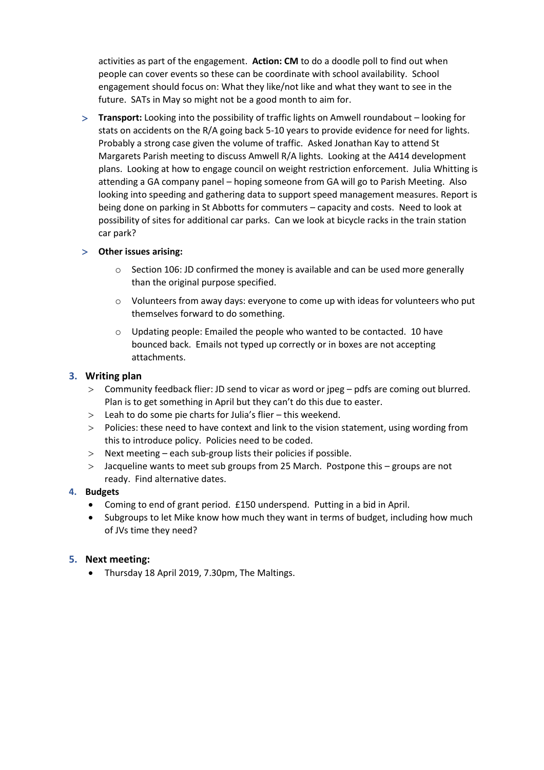activities as part of the engagement. **Action: CM** to do a doodle poll to find out when people can cover events so these can be coordinate with school availability. School engagement should focus on: What they like/not like and what they want to see in the future. SATs in May so might not be a good month to aim for.

- **Transport:** Looking into the possibility of traffic lights on Amwell roundabout – looking for stats on accidents on the R/A going back 5-10 years to provide evidence for need for lights. Probably a strong case given the volume of traffic. Asked Jonathan Kay to attend St Margarets Parish meeting to discuss Amwell R/A lights. Looking at the A414 development plans. Looking at how to engage council on weight restriction enforcement. Julia Whitting is attending a GA company panel – hoping someone from GA will go to Parish Meeting. Also looking into speeding and gathering data to support speed management measures. Report is being done on parking in St Abbotts for commuters – capacity and costs. Need to look at possibility of sites for additional car parks. Can we look at bicycle racks in the train station car park?

- **Other issues arising:**
  - Section 106: JD confirmed the money is available and can be used more generally than the original purpose specified.
  - Volunteers from away days: everyone to come up with ideas for volunteers who put themselves forward to do something.
  - Updating people: Emailed the people who wanted to be contacted. 10 have bounced back. Emails not typed up correctly or in boxes are not accepting attachments.

## 3. Writing plan

- Community feedback flier: JD send to vicar as word or jpeg – pdfs are coming out blurred. Plan is to get something in April but they can't do this due to easter.
- Leah to do some pie charts for Julia's flier – this weekend.
- Policies: these need to have context and link to the vision statement, using wording from this to introduce policy. Policies need to be coded.
- Next meeting – each sub-group lists their policies if possible.
- Jacqueline wants to meet sub groups from 25 March. Postpone this – groups are not ready. Find alternative dates.

## 4. Budgets

- Coming to end of grant period. £150 underspend. Putting in a bid in April.
- Subgroups to let Mike know how much they want in terms of budget, including how much of JVs time they need?

## 5. Next meeting:

- Thursday 18 April 2019, 7.30pm, The Maltings.